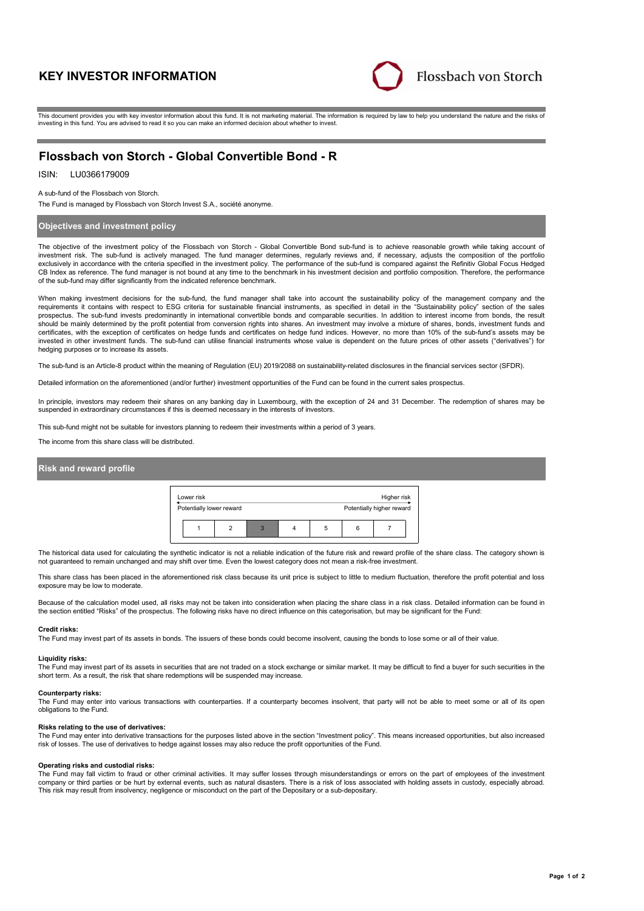# KEY INVESTOR INFORMATION

Flossbach von Storch

This document provides you with key investor information about this fund. It is not marketing material. The information is required by law to help you understand the nature and the risks of investing in this fund. You are advised to read it so you can make an informed decision about whether to invest.

## Flossbach von Storch - Global Convertible Bond - R

ISIN: LU0366179009

A sub-fund of the Flossbach von Storch.

The Fund is managed by Flossbach von Storch Invest S.A., société anonyme.

### Objectives and investment policy

The objective of the investment policy of the Flossbach von Storch - Global Convertible Bond sub-fund is to achieve reasonable growth while taking account of investment risk. The sub-fund is actively managed. The fund manager determines, regularly reviews and, if necessary, adjusts the composition of the portfolio exclusively in accordance with the criteria specified in the investment policy. The performance of the sub-fund is compared against the Refinitiv Global Focus Hedged CB Index as reference. The fund manager is not bound at any time to the benchmark in his investment decision and portfolio composition. Therefore, the performance of the sub-fund may differ significantly from the indicated reference benchmark.

When making investment decisions for the sub-fund, the fund manager shall take into account the sustainability policy of the management company and the requirements it contains with respect to ESG criteria for sustainable financial instruments, as specified in detail in the "Sustainability policy" section of the sales prospectus. The sub-fund invests predominantly in international convertible bonds and comparable securities. In addition to interest income from bonds, the result should be mainly determined by the profit potential from conversion rights into shares. An investment may involve a mixture of shares, bonds, investment funds and certificates, with the exception of certificates on hedge funds and certificates on hedge fund indices. However, no more than 10% of the sub-fund's assets may be invested in other investment funds. The sub-fund can utilise financial instruments whose value is dependent on the future prices of other assets ("derivatives") for hedging purposes or to increase its assets.

The sub-fund is an Article-8 product within the meaning of Regulation (EU) 2019/2088 on sustainability-related disclosures in the financial services sector (SFDR).

Detailed information on the aforementioned (and/or further) investment opportunities of the Fund can be found in the current sales prospectus.

In principle, investors may redeem their shares on any banking day in Luxembourg, with the exception of 24 and 31 December. The redemption of shares may be suspended in extraordinary circumstances if this is deemed necessary in the interests of investors.

This sub-fund might not be suitable for investors planning to redeem their investments within a period of 3 years.

The income from this share class will be distributed.

### Risk and reward profile

| Lower risk<br>Potentially lower reward | | | | | | Higher risk<br>Potentially higher reward |
|---|---|---|---|---|---|---|
| 1 | 2 | **3** | 4 | 5 | 6 | 7 |

The historical data used for calculating the synthetic indicator is not a reliable indication of the future risk and reward profile of the share class. The category shown is not guaranteed to remain unchanged and may shift over time. Even the lowest category does not mean a risk-free investment.

This share class has been placed in the aforementioned risk class because its unit price is subject to little to medium fluctuation, therefore the profit potential and loss exposure may be low to moderate.

Because of the calculation model used, all risks may not be taken into consideration when placing the share class in a risk class. Detailed information can be found in the section entitled "Risks" of the prospectus. The following risks have no direct influence on this categorisation, but may be significant for the Fund:

**Credit risks:**
The Fund may invest part of its assets in bonds. The issuers of these bonds could become insolvent, causing the bonds to lose some or all of their value.

**Liquidity risks:**
The Fund may invest part of its assets in securities that are not traded on a stock exchange or similar market. It may be difficult to find a buyer for such securities in the short term. As a result, the risk that share redemptions will be suspended may increase.

**Counterparty risks:**
The Fund may enter into various transactions with counterparties. If a counterparty becomes insolvent, that party will not be able to meet some or all of its open obligations to the Fund.

**Risks relating to the use of derivatives:**
The Fund may enter into derivative transactions for the purposes listed above in the section "Investment policy". This means increased opportunities, but also increased risk of losses. The use of derivatives to hedge against losses may also reduce the profit opportunities of the Fund.

**Operating risks and custodial risks:**
The Fund may fall victim to fraud or other criminal activities. It may suffer losses through misunderstandings or errors on the part of employees of the investment company or third parties or be hurt by external events, such as natural disasters. There is a risk of loss associated with holding assets in custody, especially abroad. This risk may result from insolvency, negligence or misconduct on the part of the Depositary or a sub-depositary.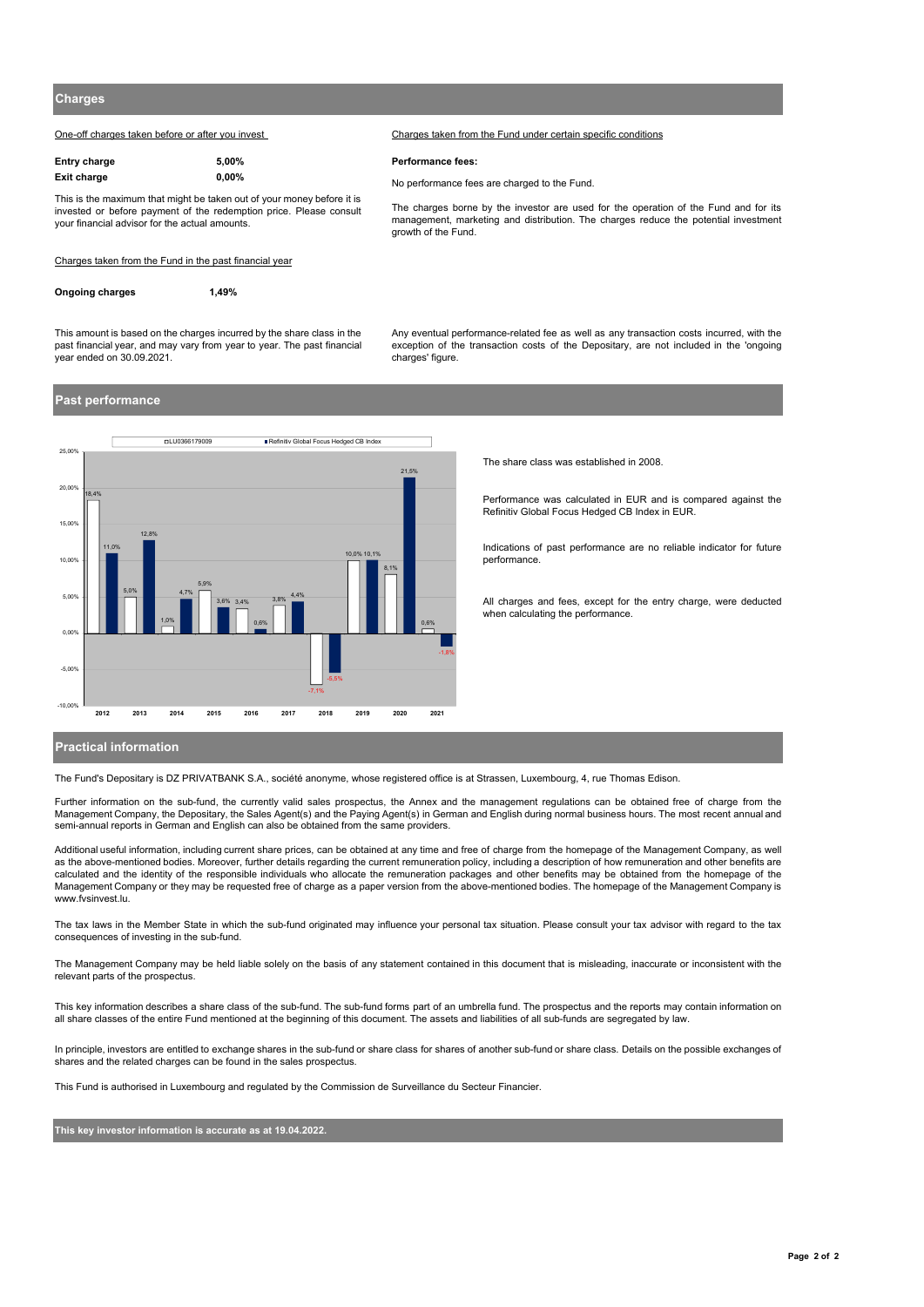## Charges

One-off charges taken before or after you invest

| | |
|---|---|
| **Entry charge** | **5,00%** |
| **Exit charge** | **0,00%** |

This is the maximum that might be taken out of your money before it is invested or before payment of the redemption price. Please consult your financial advisor for the actual amounts.

Charges taken from the Fund in the past financial year

| | |
|---|---|
| **Ongoing charges** | **1,49%** |

This amount is based on the charges incurred by the share class in the past financial year, and may vary from year to year. The past financial year ended on 30.09.2021.

Charges taken from the Fund under certain specific conditions

**Performance fees:**

No performance fees are charged to the Fund.

The charges borne by the investor are used for the operation of the Fund and for its management, marketing and distribution. The charges reduce the potential investment growth of the Fund.

Any eventual performance-related fee as well as any transaction costs incurred, with the exception of the transaction costs of the Depositary, are not included in the 'ongoing charges' figure.

## Past performance

LU0366179009
Refinitiv Global Focus Hedged CB Index

25,00%
20,00%
15,00%
10,00%
5,00%
0,00%
-5,00%
-10,00%

2012: 18,4% / 11,0%
2013: 5,0% / 12,8%
2014: 1,0% / 4,7%
2015: 5,9% / 3,6%
2016: 3,4% / 0,6%
2017: 3,8% / 4,4%
2018: -7,1% / -5,5%
2019: 10,0% / 10,1%
2020: 8,1% / 21,5%
2021: 0,6% / -1,8%

The share class was established in 2008.

Performance was calculated in EUR and is compared against the Refinitiv Global Focus Hedged CB Index in EUR.

Indications of past performance are no reliable indicator for future performance.

All charges and fees, except for the entry charge, were deducted when calculating the performance.

## Practical information

The Fund's Depositary is DZ PRIVATBANK S.A., société anonyme, whose registered office is at Strassen, Luxembourg, 4, rue Thomas Edison.

Further information on the sub-fund, the currently valid sales prospectus, the Annex and the management regulations can be obtained free of charge from the Management Company, the Depositary, the Sales Agent(s) and the Paying Agent(s) in German and English during normal business hours. The most recent annual and semi-annual reports in German and English can also be obtained from the same providers.

Additional useful information, including current share prices, can be obtained at any time and free of charge from the homepage of the Management Company, as well as the above-mentioned bodies. Moreover, further details regarding the current remuneration policy, including a description of how remuneration and other benefits are calculated and the identity of the responsible individuals who allocate the remuneration packages and other benefits may be obtained from the homepage of the Management Company or they may be requested free of charge as a paper version from the above-mentioned bodies. The homepage of the Management Company is www.fvsinvest.lu.

The tax laws in the Member State in which the sub-fund originated may influence your personal tax situation. Please consult your tax advisor with regard to the tax consequences of investing in the sub-fund.

The Management Company may be held liable solely on the basis of any statement contained in this document that is misleading, inaccurate or inconsistent with the relevant parts of the prospectus.

This key information describes a share class of the sub-fund. The sub-fund forms part of an umbrella fund. The prospectus and the reports may contain information on all share classes of the entire Fund mentioned at the beginning of this document. The assets and liabilities of all sub-funds are segregated by law.

In principle, investors are entitled to exchange shares in the sub-fund or share class for shares of another sub-fund or share class. Details on the possible exchanges of shares and the related charges can be found in the sales prospectus.

This Fund is authorised in Luxembourg and regulated by the Commission de Surveillance du Secteur Financier.

**This key investor information is accurate as at 19.04.2022.**